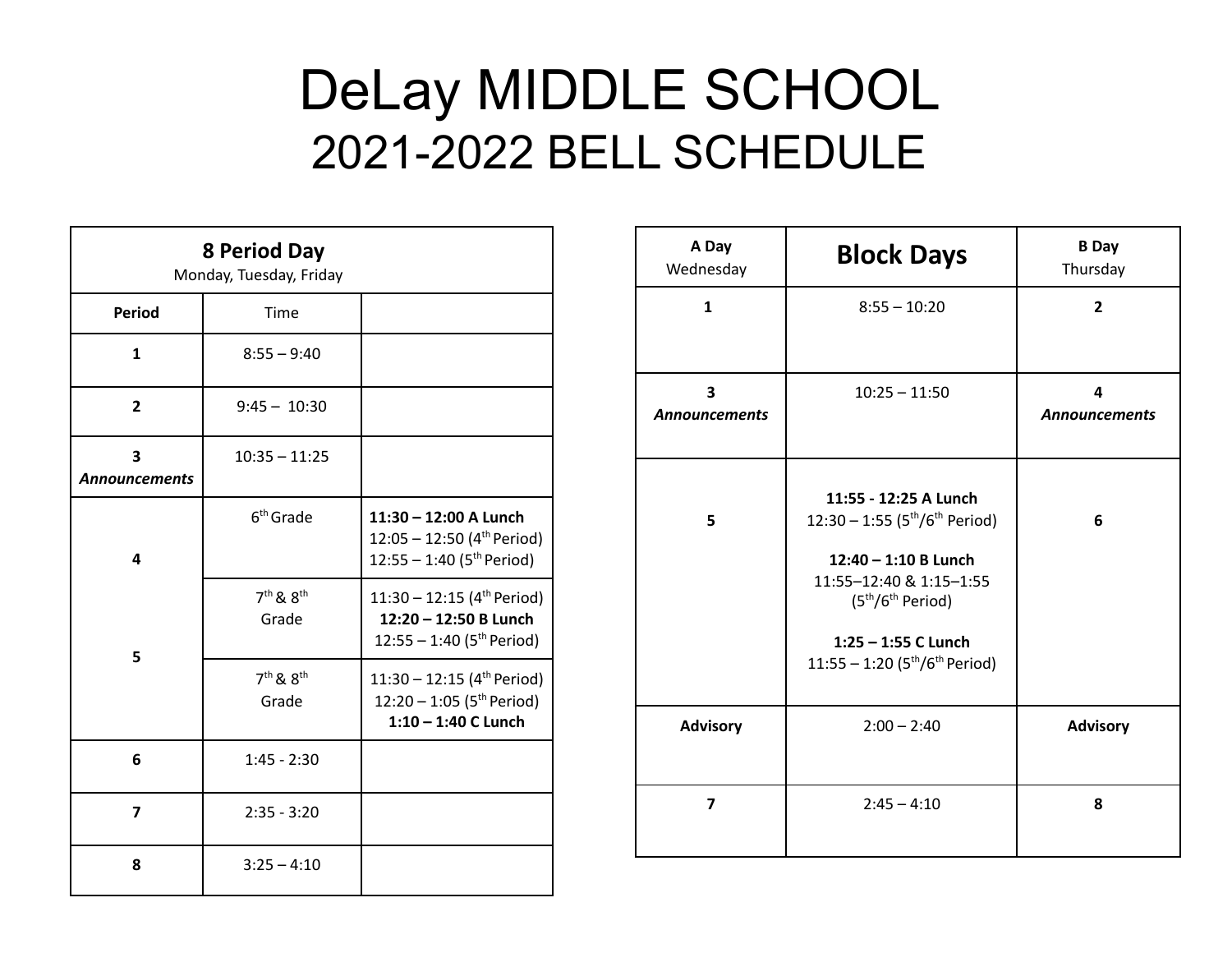# DeLay MIDDLE SCHOOL
## 2021-2022 BELL SCHEDULE

| **8 Period Day**<br>Monday, Tuesday, Friday | | |
|---|---|---|
| **Period** | Time | |
| **1** | 8:55 – 9:40 | |
| **2** | 9:45 – 10:30 | |
| **3**<br>***Announcements*** | 10:35 – 11:25 | |
| **4** | 6th Grade | **11:30 – 12:00 A Lunch**<br>12:05 – 12:50 (4th Period)<br>12:55 – 1:40 (5th Period) |
| **5** | 7th & 8th Grade | 11:30 – 12:15 (4th Period)<br>**12:20 – 12:50 B Lunch**<br>12:55 – 1:40 (5th Period) |
| | 7th & 8th Grade | 11:30 – 12:15 (4th Period)<br>12:20 – 1:05 (5th Period)<br>**1:10 – 1:40 C Lunch** |
| **6** | 1:45 - 2:30 | |
| **7** | 2:35 - 3:20 | |
| **8** | 3:25 – 4:10 | |

| **A Day**<br>Wednesday | **Block Days** | **B Day**<br>Thursday |
|---|---|---|
| **1** | 8:55 – 10:20 | **2** |
| **3**<br>***Announcements*** | 10:25 – 11:50 | **4**<br>***Announcements*** |
| **5** | **11:55 - 12:25 A Lunch**<br>12:30 – 1:55 (5th/6th Period)<br><br>**12:40 – 1:10 B Lunch**<br>11:55–12:40 & 1:15–1:55 (5th/6th Period)<br><br>**1:25 – 1:55 C Lunch**<br>11:55 – 1:20 (5th/6th Period) | **6** |
| **Advisory** | 2:00 – 2:40 | **Advisory** |
| **7** | 2:45 – 4:10 | **8** |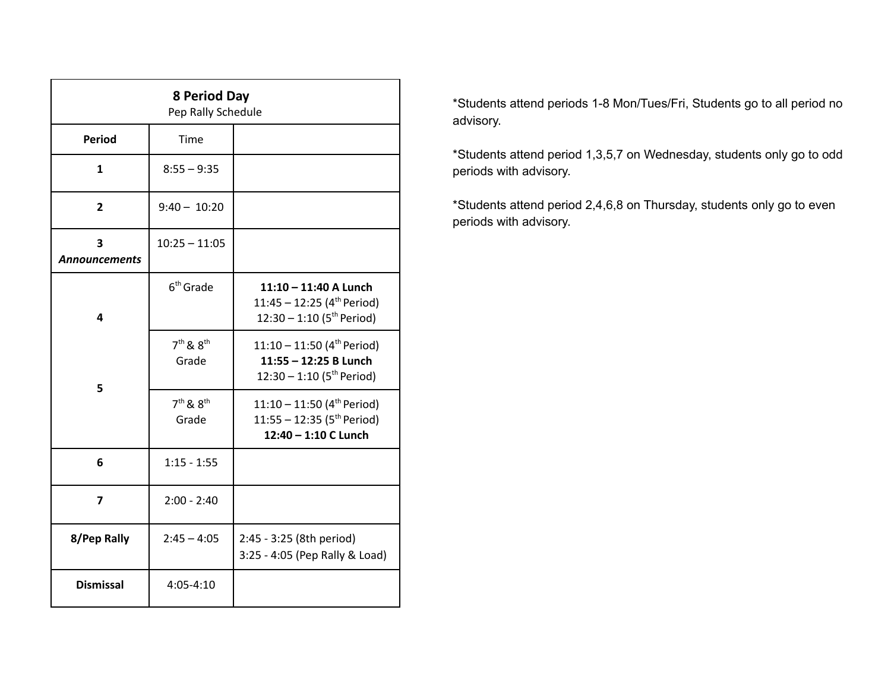| 8 Period Day<br>Pep Rally Schedule | | |
|---|---|---|
| **Period** | Time | |
| **1** | 8:55 – 9:35 | |
| **2** | 9:40 – 10:20 | |
| **3**<br>***Announcements*** | 10:25 – 11:05 | |
| **4** | 6th Grade | **11:10 – 11:40 A Lunch**<br>11:45 – 12:25 (4th Period)<br>12:30 – 1:10 (5th Period) |
| | 7th & 8th Grade | 11:10 – 11:50 (4th Period)<br>**11:55 – 12:25 B Lunch**<br>12:30 – 1:10 (5th Period) |
| **5** | 7th & 8th Grade | 11:10 – 11:50 (4th Period)<br>11:55 – 12:35 (5th Period)<br>**12:40 – 1:10 C Lunch** |
| **6** | 1:15 - 1:55 | |
| **7** | 2:00 - 2:40 | |
| **8/Pep Rally** | 2:45 – 4:05 | 2:45 - 3:25 (8th period)<br>3:25 - 4:05 (Pep Rally & Load) |
| **Dismissal** | 4:05-4:10 | |

*Students attend periods 1-8 Mon/Tues/Fri, Students go to all period no advisory.

*Students attend period 1,3,5,7 on Wednesday, students only go to odd periods with advisory.

*Students attend period 2,4,6,8 on Thursday, students only go to even periods with advisory.